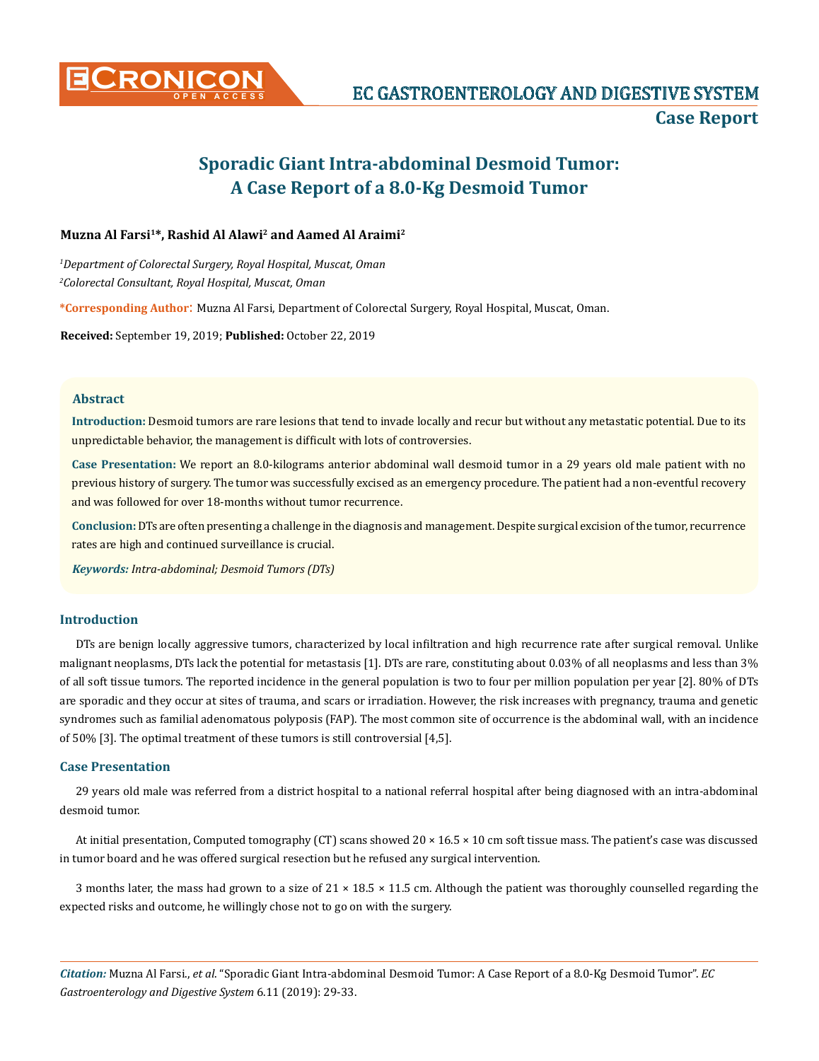# Sporadic Giant Intra-abdominal Desmoid Tumor: A Case Report of a 8.0-Kg Desmoid Tumor

**Muzna Al Farsi[1]*, Rashid Al Alawi[2] and Aamed Al Araimi[2]**

[1]*Department of Colorectal Surgery, Royal Hospital, Muscat, Oman*

[2]*Colorectal Consultant, Royal Hospital, Muscat, Oman*

**\*Corresponding Author:** Muzna Al Farsi, Department of Colorectal Surgery, Royal Hospital, Muscat, Oman.

**Received:** September 19, 2019; **Published:** October 22, 2019

## Abstract

**Introduction:** Desmoid tumors are rare lesions that tend to invade locally and recur but without any metastatic potential. Due to its unpredictable behavior, the management is difficult with lots of controversies.

**Case Presentation:** We report an 8.0-kilograms anterior abdominal wall desmoid tumor in a 29 years old male patient with no previous history of surgery. The tumor was successfully excised as an emergency procedure. The patient had a non-eventful recovery and was followed for over 18-months without tumor recurrence.

**Conclusion:** DTs are often presenting a challenge in the diagnosis and management. Despite surgical excision of the tumor, recurrence rates are high and continued surveillance is crucial.

***Keywords:*** *Intra-abdominal; Desmoid Tumors (DTs)*

## Introduction

DTs are benign locally aggressive tumors, characterized by local infiltration and high recurrence rate after surgical removal. Unlike malignant neoplasms, DTs lack the potential for metastasis [1]. DTs are rare, constituting about 0.03% of all neoplasms and less than 3% of all soft tissue tumors. The reported incidence in the general population is two to four per million population per year [2]. 80% of DTs are sporadic and they occur at sites of trauma, and scars or irradiation. However, the risk increases with pregnancy, trauma and genetic syndromes such as familial adenomatous polyposis (FAP). The most common site of occurrence is the abdominal wall, with an incidence of 50% [3]. The optimal treatment of these tumors is still controversial [4,5].

## Case Presentation

29 years old male was referred from a district hospital to a national referral hospital after being diagnosed with an intra-abdominal desmoid tumor.

At initial presentation, Computed tomography (CT) scans showed 20 × 16.5 × 10 cm soft tissue mass. The patient's case was discussed in tumor board and he was offered surgical resection but he refused any surgical intervention.

3 months later, the mass had grown to a size of 21 × 18.5 × 11.5 cm. Although the patient was thoroughly counselled regarding the expected risks and outcome, he willingly chose not to go on with the surgery.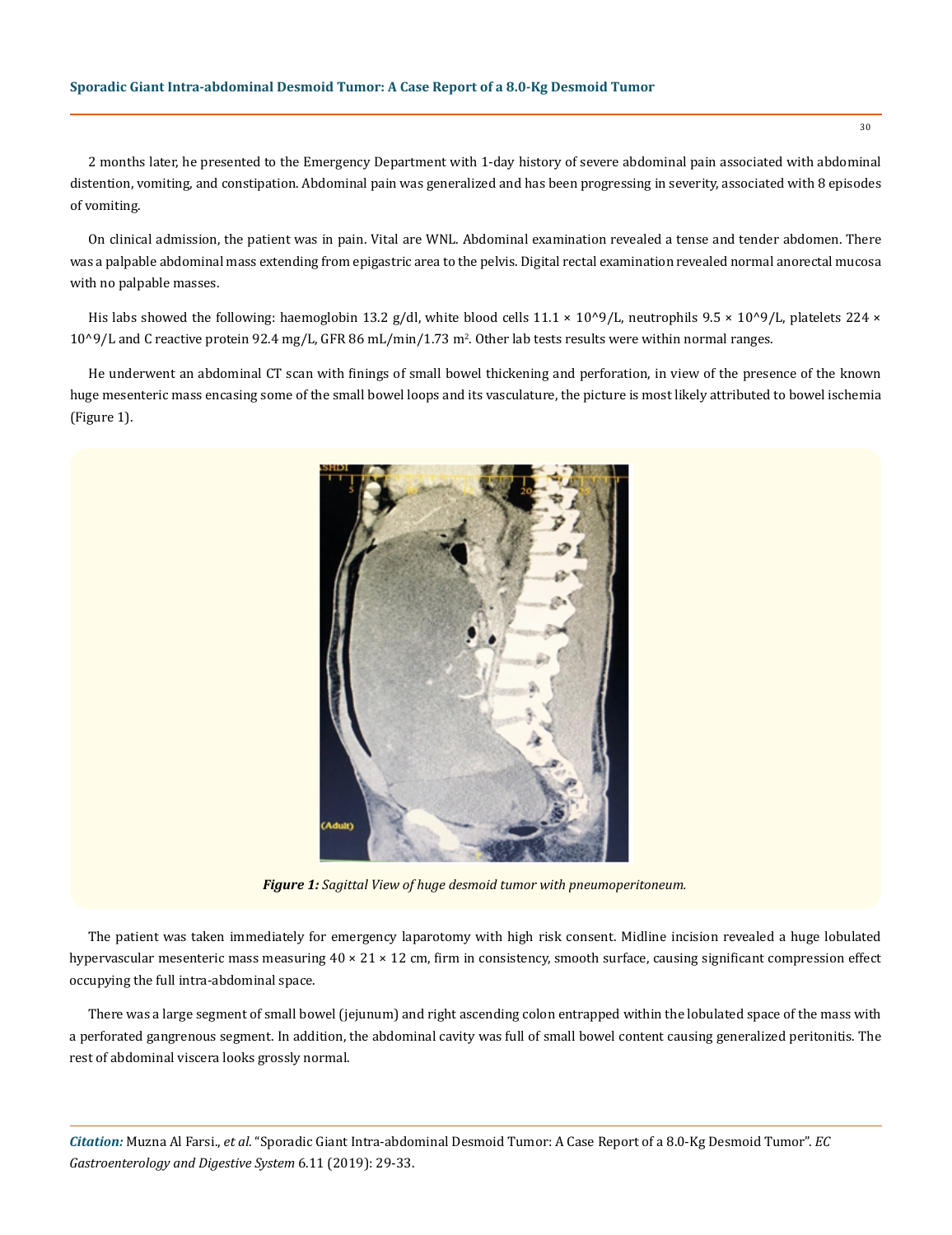2 months later, he presented to the Emergency Department with 1-day history of severe abdominal pain associated with abdominal distention, vomiting, and constipation. Abdominal pain was generalized and has been progressing in severity, associated with 8 episodes of vomiting.

On clinical admission, the patient was in pain. Vital are WNL. Abdominal examination revealed a tense and tender abdomen. There was a palpable abdominal mass extending from epigastric area to the pelvis. Digital rectal examination revealed normal anorectal mucosa with no palpable masses.

His labs showed the following: haemoglobin 13.2 g/dl, white blood cells 11.1 × 10^9/L, neutrophils 9.5 × 10^9/L, platelets 224 × 10^9/L and C reactive protein 92.4 mg/L, GFR 86 mL/min/1.73 m$^2$. Other lab tests results were within normal ranges.

He underwent an abdominal CT scan with finings of small bowel thickening and perforation, in view of the presence of the known huge mesenteric mass encasing some of the small bowel loops and its vasculature, the picture is most likely attributed to bowel ischemia (Figure 1).

***Figure 1:*** *Sagittal View of huge desmoid tumor with pneumoperitoneum.*

The patient was taken immediately for emergency laparotomy with high risk consent. Midline incision revealed a huge lobulated hypervascular mesenteric mass measuring 40 × 21 × 12 cm, firm in consistency, smooth surface, causing significant compression effect occupying the full intra-abdominal space.

There was a large segment of small bowel (jejunum) and right ascending colon entrapped within the lobulated space of the mass with a perforated gangrenous segment. In addition, the abdominal cavity was full of small bowel content causing generalized peritonitis. The rest of abdominal viscera looks grossly normal.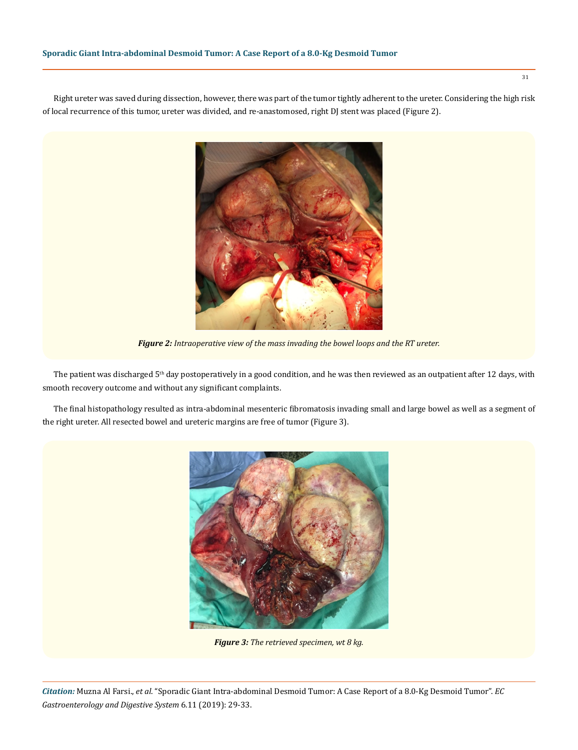Right ureter was saved during dissection, however, there was part of the tumor tightly adherent to the ureter. Considering the high risk of local recurrence of this tumor, ureter was divided, and re-anastomosed, right DJ stent was placed (Figure 2).

***Figure 2:*** *Intraoperative view of the mass invading the bowel loops and the RT ureter.*

The patient was discharged 5th day postoperatively in a good condition, and he was then reviewed as an outpatient after 12 days, with smooth recovery outcome and without any significant complaints.

The final histopathology resulted as intra-abdominal mesenteric fibromatosis invading small and large bowel as well as a segment of the right ureter. All resected bowel and ureteric margins are free of tumor (Figure 3).

***Figure 3:*** *The retrieved specimen, wt 8 kg.*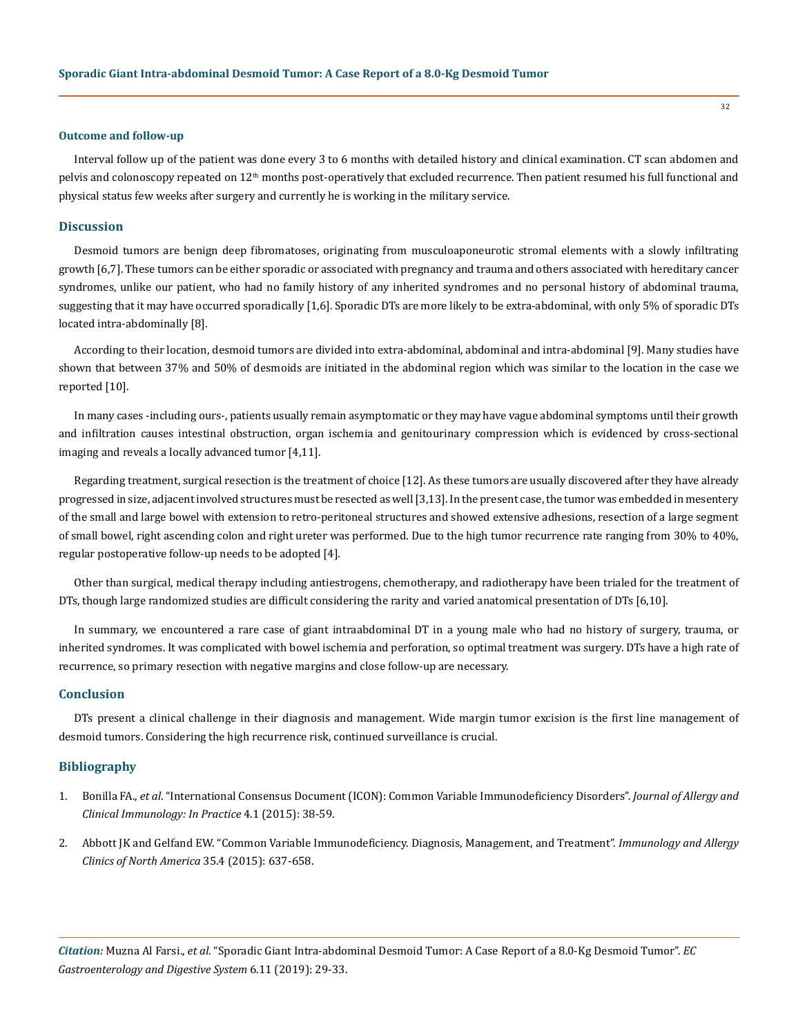### Outcome and follow-up

Interval follow up of the patient was done every 3 to 6 months with detailed history and clinical examination. CT scan abdomen and pelvis and colonoscopy repeated on 12th months post-operatively that excluded recurrence. Then patient resumed his full functional and physical status few weeks after surgery and currently he is working in the military service.

## Discussion

Desmoid tumors are benign deep fibromatoses, originating from musculoaponeurotic stromal elements with a slowly infiltrating growth [6,7]. These tumors can be either sporadic or associated with pregnancy and trauma and others associated with hereditary cancer syndromes, unlike our patient, who had no family history of any inherited syndromes and no personal history of abdominal trauma, suggesting that it may have occurred sporadically [1,6]. Sporadic DTs are more likely to be extra-abdominal, with only 5% of sporadic DTs located intra-abdominally [8].

According to their location, desmoid tumors are divided into extra-abdominal, abdominal and intra-abdominal [9]. Many studies have shown that between 37% and 50% of desmoids are initiated in the abdominal region which was similar to the location in the case we reported [10].

In many cases -including ours-, patients usually remain asymptomatic or they may have vague abdominal symptoms until their growth and infiltration causes intestinal obstruction, organ ischemia and genitourinary compression which is evidenced by cross-sectional imaging and reveals a locally advanced tumor [4,11].

Regarding treatment, surgical resection is the treatment of choice [12]. As these tumors are usually discovered after they have already progressed in size, adjacent involved structures must be resected as well [3,13]. In the present case, the tumor was embedded in mesentery of the small and large bowel with extension to retro-peritoneal structures and showed extensive adhesions, resection of a large segment of small bowel, right ascending colon and right ureter was performed. Due to the high tumor recurrence rate ranging from 30% to 40%, regular postoperative follow-up needs to be adopted [4].

Other than surgical, medical therapy including antiestrogens, chemotherapy, and radiotherapy have been trialed for the treatment of DTs, though large randomized studies are difficult considering the rarity and varied anatomical presentation of DTs [6,10].

In summary, we encountered a rare case of giant intraabdominal DT in a young male who had no history of surgery, trauma, or inherited syndromes. It was complicated with bowel ischemia and perforation, so optimal treatment was surgery. DTs have a high rate of recurrence, so primary resection with negative margins and close follow-up are necessary.

## Conclusion

DTs present a clinical challenge in their diagnosis and management. Wide margin tumor excision is the first line management of desmoid tumors. Considering the high recurrence risk, continued surveillance is crucial.

## Bibliography

1. Bonilla FA., *et al*. "International Consensus Document (ICON): Common Variable Immunodeficiency Disorders". *Journal of Allergy and Clinical Immunology: In Practice* 4.1 (2015): 38-59.
2. Abbott JK and Gelfand EW. "Common Variable Immunodeficiency. Diagnosis, Management, and Treatment". *Immunology and Allergy Clinics of North America* 35.4 (2015): 637-658.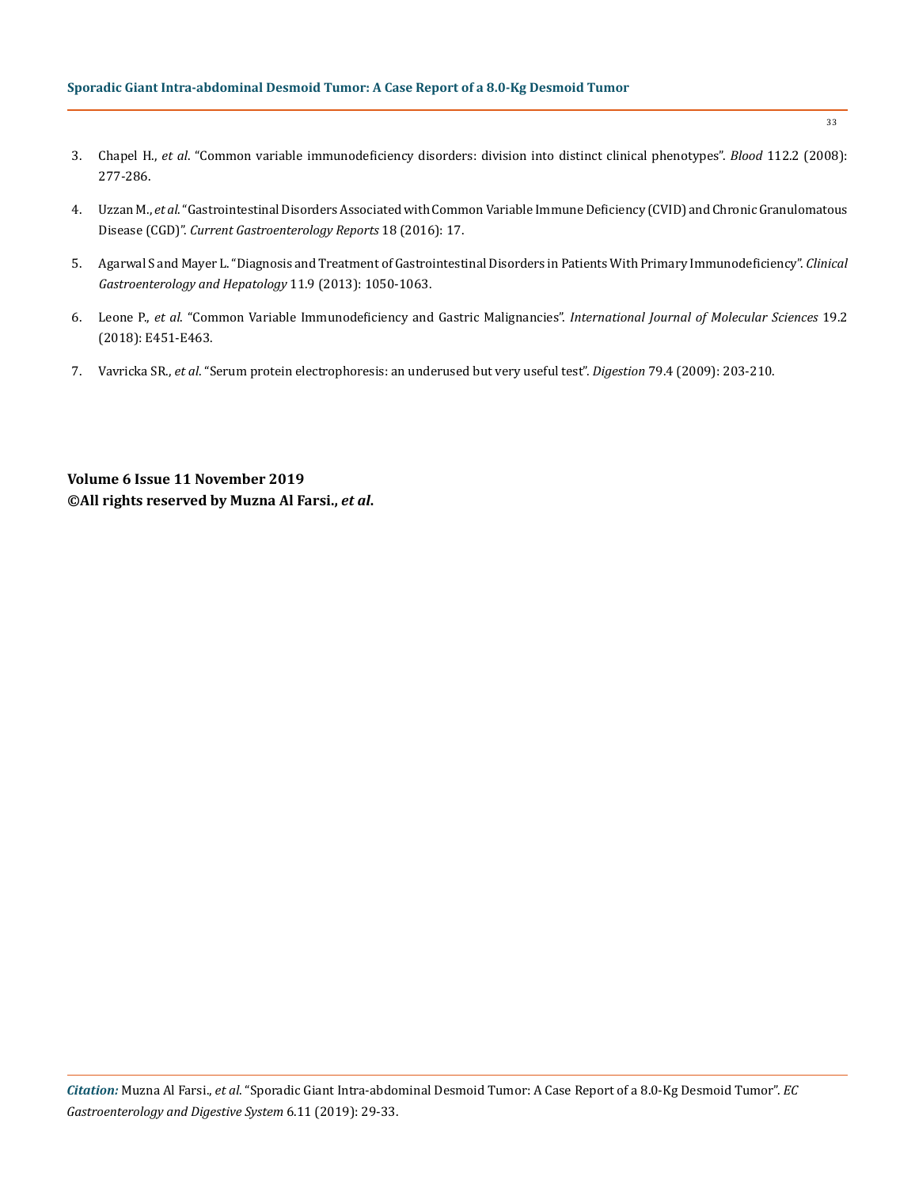3. Chapel H., *et al*. "Common variable immunodeficiency disorders: division into distinct clinical phenotypes". *Blood* 112.2 (2008): 277-286.

4. Uzzan M., *et al*. "Gastrointestinal Disorders Associated with Common Variable Immune Deficiency (CVID) and Chronic Granulomatous Disease (CGD)". *Current Gastroenterology Reports* 18 (2016): 17.

5. Agarwal S and Mayer L. "Diagnosis and Treatment of Gastrointestinal Disorders in Patients With Primary Immunodeficiency". *Clinical Gastroenterology and Hepatology* 11.9 (2013): 1050-1063.

6. Leone P., *et al*. "Common Variable Immunodeficiency and Gastric Malignancies". *International Journal of Molecular Sciences* 19.2 (2018): E451-E463.

7. Vavricka SR., *et al*. "Serum protein electrophoresis: an underused but very useful test". *Digestion* 79.4 (2009): 203-210.

**Volume 6 Issue 11 November 2019**
**©All rights reserved by Muzna Al Farsi., *et al*.**